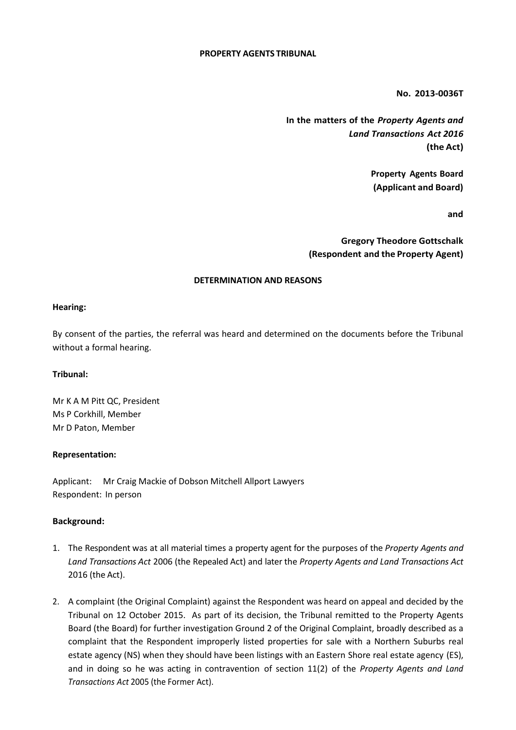**PROPERTY AGENTS TRIBUNAL**

**No. 2013-0036T**

**In the matters of the *Property Agents and Land Transactions Act 2016* (the Act)**

**Property Agents Board (Applicant and Board)**

**and**

**Gregory Theodore Gottschalk (Respondent and the Property Agent)**

**DETERMINATION AND REASONS**

**Hearing:**

By consent of the parties, the referral was heard and determined on the documents before the Tribunal without a formal hearing.

**Tribunal:**

Mr K A M Pitt QC, President
Ms P Corkhill, Member
Mr D Paton, Member

**Representation:**

Applicant: Mr Craig Mackie of Dobson Mitchell Allport Lawyers
Respondent: In person

**Background:**

1. The Respondent was at all material times a property agent for the purposes of the *Property Agents and Land Transactions Act* 2006 (the Repealed Act) and later the *Property Agents and Land Transactions Act* 2016 (the Act).

2. A complaint (the Original Complaint) against the Respondent was heard on appeal and decided by the Tribunal on 12 October 2015. As part of its decision, the Tribunal remitted to the Property Agents Board (the Board) for further investigation Ground 2 of the Original Complaint, broadly described as a complaint that the Respondent improperly listed properties for sale with a Northern Suburbs real estate agency (NS) when they should have been listings with an Eastern Shore real estate agency (ES), and in doing so he was acting in contravention of section 11(2) of the *Property Agents and Land Transactions Act* 2005 (the Former Act).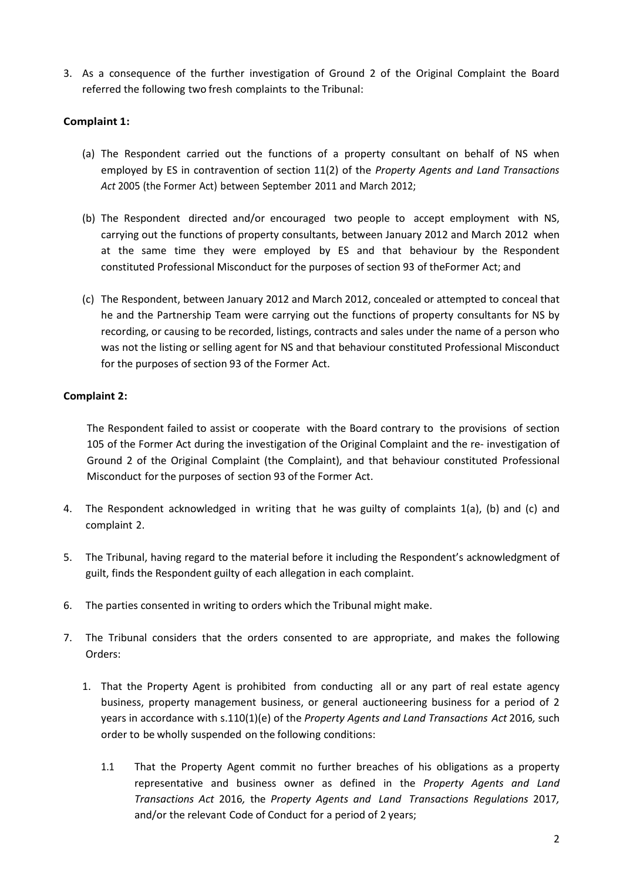3. As a consequence of the further investigation of Ground 2 of the Original Complaint the Board referred the following two fresh complaints to the Tribunal:

**Complaint 1:**

(a) The Respondent carried out the functions of a property consultant on behalf of NS when employed by ES in contravention of section 11(2) of the *Property Agents and Land Transactions Act* 2005 (the Former Act) between September 2011 and March 2012;

(b) The Respondent directed and/or encouraged two people to accept employment with NS, carrying out the functions of property consultants, between January 2012 and March 2012 when at the same time they were employed by ES and that behaviour by the Respondent constituted Professional Misconduct for the purposes of section 93 of theFormer Act; and

(c) The Respondent, between January 2012 and March 2012, concealed or attempted to conceal that he and the Partnership Team were carrying out the functions of property consultants for NS by recording, or causing to be recorded, listings, contracts and sales under the name of a person who was not the listing or selling agent for NS and that behaviour constituted Professional Misconduct for the purposes of section 93 of the Former Act.

**Complaint 2:**

The Respondent failed to assist or cooperate with the Board contrary to the provisions of section 105 of the Former Act during the investigation of the Original Complaint and the re- investigation of Ground 2 of the Original Complaint (the Complaint), and that behaviour constituted Professional Misconduct for the purposes of section 93 of the Former Act.

4. The Respondent acknowledged in writing that he was guilty of complaints 1(a), (b) and (c) and complaint 2.

5. The Tribunal, having regard to the material before it including the Respondent's acknowledgment of guilt, finds the Respondent guilty of each allegation in each complaint.

6. The parties consented in writing to orders which the Tribunal might make.

7. The Tribunal considers that the orders consented to are appropriate, and makes the following Orders:

   1. That the Property Agent is prohibited from conducting all or any part of real estate agency business, property management business, or general auctioneering business for a period of 2 years in accordance with s.110(1)(e) of the *Property Agents and Land Transactions Act* 2016*,* such order to be wholly suspended on the following conditions:

      1.1 That the Property Agent commit no further breaches of his obligations as a property representative and business owner as defined in the *Property Agents and Land Transactions Act* 2016*,* the *Property Agents and Land Transactions Regulations* 2017*,* and/or the relevant Code of Conduct for a period of 2 years;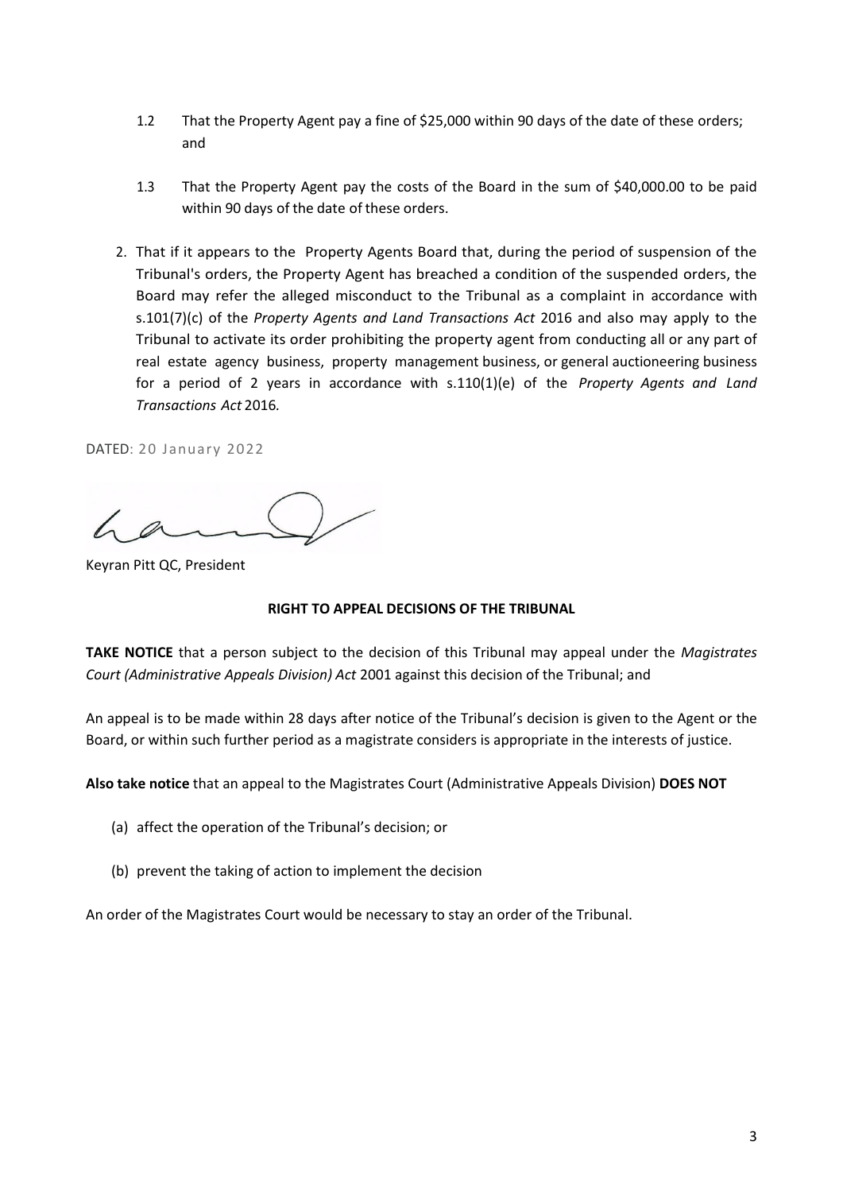1.2 That the Property Agent pay a fine of $25,000 within 90 days of the date of these orders; and

1.3 That the Property Agent pay the costs of the Board in the sum of $40,000.00 to be paid within 90 days of the date of these orders.

2. That if it appears to the Property Agents Board that, during the period of suspension of the Tribunal's orders, the Property Agent has breached a condition of the suspended orders, the Board may refer the alleged misconduct to the Tribunal as a complaint in accordance with s.101(7)(c) of the *Property Agents and Land Transactions Act* 2016 and also may apply to the Tribunal to activate its order prohibiting the property agent from conducting all or any part of real estate agency business, property management business, or general auctioneering business for a period of 2 years in accordance with s.110(1)(e) of the *Property Agents and Land Transactions Act* 2016.

DATED: 20 January 2022

Keyran Pitt QC, President

**RIGHT TO APPEAL DECISIONS OF THE TRIBUNAL**

**TAKE NOTICE** that a person subject to the decision of this Tribunal may appeal under the *Magistrates Court (Administrative Appeals Division) Act* 2001 against this decision of the Tribunal; and

An appeal is to be made within 28 days after notice of the Tribunal's decision is given to the Agent or the Board, or within such further period as a magistrate considers is appropriate in the interests of justice.

**Also take notice** that an appeal to the Magistrates Court (Administrative Appeals Division) **DOES NOT**

(a) affect the operation of the Tribunal's decision; or

(b) prevent the taking of action to implement the decision

An order of the Magistrates Court would be necessary to stay an order of the Tribunal.